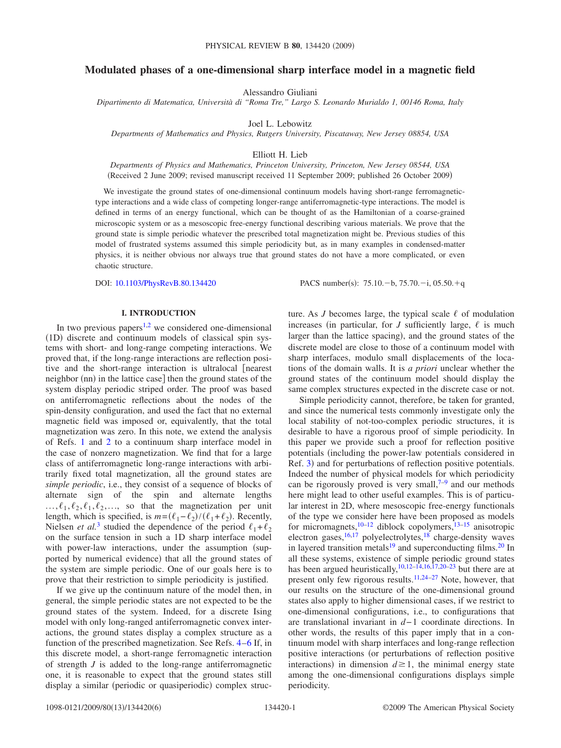# Modulated phases of a one-dimensional sharp interface model in a magnetic field

Alessandro Giuliani

*Dipartimento di Matematica, Università di "Roma Tre," Largo S. Leonardo Murialdo 1, 00146 Roma, Italy*

Joel L. Lebowitz

*Departments of Mathematics and Physics, Rutgers University, Piscataway, New Jersey 08854, USA*

Elliott H. Lieb

*Departments of Physics and Mathematics, Princeton University, Princeton, New Jersey 08544, USA*

(Received 2 June 2009; revised manuscript received 11 September 2009; published 26 October 2009)

We investigate the ground states of one-dimensional continuum models having short-range ferromagnetic-type interactions and a wide class of competing longer-range antiferromagnetic-type interactions. The model is defined in terms of an energy functional, which can be thought of as the Hamiltonian of a coarse-grained microscopic system or as a mesoscopic free-energy functional describing various materials. We prove that the ground state is simple periodic whatever the prescribed total magnetization might be. Previous studies of this model of frustrated systems assumed this simple periodicity but, as in many examples in condensed-matter physics, it is neither obvious nor always true that ground states do not have a more complicated, or even chaotic structure.

DOI: 10.1103/PhysRevB.80.134420

PACS number(s): 75.10.−b, 75.70.−i, 05.50.+q

## I. INTRODUCTION

In two previous papers[1,2] we considered one-dimensional (1D) discrete and continuum models of classical spin systems with short- and long-range competing interactions. We proved that, if the long-range interactions are reflection positive and the short-range interaction is ultralocal [nearest neighbor (nn) in the lattice case] then the ground states of the system display periodic striped order. The proof was based on antiferromagnetic reflections about the nodes of the spin-density configuration, and used the fact that no external magnetic field was imposed or, equivalently, that the total magnetization was zero. In this note, we extend the analysis of Refs. 1 and 2 to a continuum sharp interface model in the case of nonzero magnetization. We find that for a large class of antiferromagnetic long-range interactions with arbitrarily fixed total magnetization, all the ground states are *simple periodic*, i.e., they consist of a sequence of blocks of alternate sign of the spin and alternate lengths $\ldots,\ell_1,\ell_2,\ell_1,\ell_2,\ldots,$ so that the magnetization per unit length, which is specified, is $m=(\ell_1-\ell_2)/(\ell_1+\ell_2)$. Recently, Nielsen *et al.*[3] studied the dependence of the period $\ell_1+\ell_2$ on the surface tension in such a 1D sharp interface model with power-law interactions, under the assumption (supported by numerical evidence) that all the ground states of the system are simple periodic. One of our goals here is to prove that their restriction to simple periodicity is justified.

If we give up the continuum nature of the model then, in general, the simple periodic states are not expected to be the ground states of the system. Indeed, for a discrete Ising model with only long-ranged antiferromagnetic convex interactions, the ground states display a complex structure as a function of the prescribed magnetization. See Refs. 4–6 If, in this discrete model, a short-range ferromagnetic interaction of strength $J$ is added to the long-range antiferromagnetic one, it is reasonable to expect that the ground states still display a similar (periodic or quasiperiodic) complex structure. As $J$ becomes large, the typical scale $\ell$ of modulation increases (in particular, for $J$ sufficiently large, $\ell$ is much larger than the lattice spacing), and the ground states of the discrete model are close to those of a continuum model with sharp interfaces, modulo small displacements of the locations of the domain walls. It is *a priori* unclear whether the ground states of the continuum model should display the same complex structures expected in the discrete case or not.

Simple periodicity cannot, therefore, be taken for granted, and since the numerical tests commonly investigate only the local stability of not-too-complex periodic structures, it is desirable to have a rigorous proof of simple periodicity. In this paper we provide such a proof for reflection positive potentials (including the power-law potentials considered in Ref. 3) and for perturbations of reflection positive potentials. Indeed the number of physical models for which periodicity can be rigorously proved is very small,[7–9] and our methods here might lead to other useful examples. This is of particular interest in 2D, where mesoscopic free-energy functionals of the type we consider here have been proposed as models for micromagnets,[10–12] diblock copolymers,[13–15] anisotropic electron gases,[16,17] polyelectrolytes,[18] charge-density waves in layered transition metals[19] and superconducting films.[20] In all these systems, existence of simple periodic ground states has been argued heuristically,[10,12–14,16,17,20–23] but there are at present only few rigorous results.[11,24–27] Note, however, that our results on the structure of the one-dimensional ground states also apply to higher dimensional cases, if we restrict to one-dimensional configurations, i.e., to configurations that are translational invariant in $d-1$ coordinate directions. In other words, the results of this paper imply that in a continuum model with sharp interfaces and long-range reflection positive interactions (or perturbations of reflection positive interactions) in dimension $d\geq 1$, the minimal energy state among the one-dimensional configurations displays simple periodicity.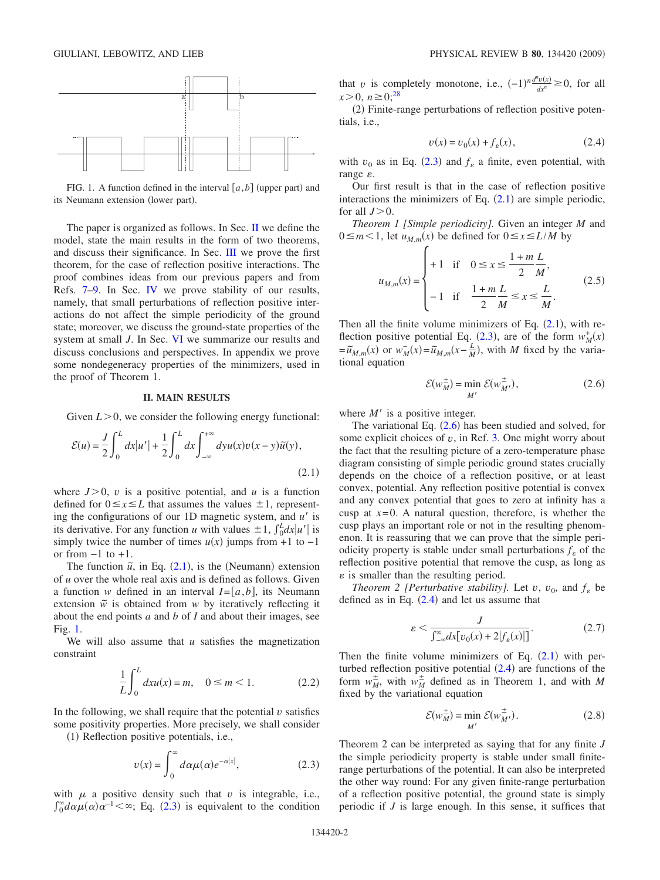FIG. 1. A function defined in the interval $[a,b]$ (upper part) and its Neumann extension (lower part).

The paper is organized as follows. In Sec. II we define the model, state the main results in the form of two theorems, and discuss their significance. In Sec. III we prove the first theorem, for the case of reflection positive interactions. The proof combines ideas from our previous papers and from Refs. 7–9. In Sec. IV we prove stability of our results, namely, that small perturbations of reflection positive interactions do not affect the simple periodicity of the ground state; moreover, we discuss the ground-state properties of the system at small $J$. In Sec. VI we summarize our results and discuss conclusions and perspectives. In appendix we prove some nondegeneracy properties of the minimizers, used in the proof of Theorem 1.

## II. MAIN RESULTS

Given $L>0$, we consider the following energy functional:

$$\mathcal{E}(u) = \frac{J}{2}\int_0^L dx|u'| + \frac{1}{2}\int_0^L dx\int_{-\infty}^{+\infty} dy u(x)v(x-y)\tilde{u}(y), \tag{2.1}$$

where $J>0$, $v$ is a positive potential, and $u$ is a function defined for $0\le x\le L$ that assumes the values $\pm 1$, representing the configurations of our 1D magnetic system, and $u'$ is its derivative. For any function $u$ with values $\pm 1$, $\int_0^L dx|u'|$ is simply twice the number of times $u(x)$ jumps from $+1$ to $-1$ or from $-1$ to $+1$.

The function $\tilde{u}$, in Eq. (2.1), is the (Neumann) extension of $u$ over the whole real axis and is defined as follows. Given a function $w$ defined in an interval $I=[a,b]$, its Neumann extension $\tilde{w}$ is obtained from $w$ by iteratively reflecting it about the end points $a$ and $b$ of $I$ and about their images, see Fig. 1.

We will also assume that $u$ satisfies the magnetization constraint

$$\frac{1}{L}\int_0^L dx u(x) = m, \quad 0\le m<1. \tag{2.2}$$

In the following, we shall require that the potential $v$ satisfies some positivity properties. More precisely, we shall consider

(1) Reflection positive potentials, i.e.,

$$v(x) = \int_0^\infty d\alpha\mu(\alpha)e^{-\alpha|x|}, \tag{2.3}$$

with $\mu$ a positive density such that $v$ is integrable, i.e., $\int_0^\infty d\alpha\mu(\alpha)\alpha^{-1}<\infty$; Eq. (2.3) is equivalent to the condition that $v$ is completely monotone, i.e., $(-1)^n\frac{d^n v(x)}{dx^n}\ge 0$, for all $x>0$, $n\ge 0$;[28]

(2) Finite-range perturbations of reflection positive potentials, i.e.,

$$v(x) = v_0(x) + f_\varepsilon(x), \tag{2.4}$$

with $v_0$ as in Eq. (2.3) and $f_\varepsilon$ a finite, even potential, with range $\varepsilon$.

Our first result is that in the case of reflection positive interactions the minimizers of Eq. (2.1) are simple periodic, for all $J>0$.

*Theorem 1 [Simple periodicity].* Given an integer $M$ and $0\le m<1$, let $u_{M,m}(x)$ be defined for $0\le x\le L/M$ by

$$u_{M,m}(x) = \begin{cases} +1 & \text{if} \quad 0\le x\le \dfrac{1+m}{2}\dfrac{L}{M}, \\[2mm] -1 & \text{if} \quad \dfrac{1+m}{2}\dfrac{L}{M}\le x\le \dfrac{L}{M}. \end{cases} \tag{2.5}$$

Then all the finite volume minimizers of Eq. (2.1), with reflection positive potential Eq. (2.3), are of the form $w_M^+(x)=\tilde{u}_{M,m}(x)$ or $w_M^-(x)=\tilde{u}_{M,m}(x-\frac{L}{M})$, with $M$ fixed by the variational equation

$$\mathcal{E}(w_M^\pm) = \min_{M'} \mathcal{E}(w_{M'}^\pm), \tag{2.6}$$

where $M'$ is a positive integer.

The variational Eq. (2.6) has been studied and solved, for some explicit choices of $v$, in Ref. 3. One might worry about the fact that the resulting picture of a zero-temperature phase diagram consisting of simple periodic ground states crucially depends on the choice of a reflection positive, or at least convex, potential. Any reflection positive potential is convex and any convex potential that goes to zero at infinity has a cusp at $x=0$. A natural question, therefore, is whether the cusp plays an important role or not in the resulting phenomenon. It is reassuring that we can prove that the simple periodicity property is stable under small perturbations $f_\varepsilon$ of the reflection positive potential that remove the cusp, as long as $\varepsilon$ is smaller than the resulting period.

*Theorem 2 [Perturbative stability].* Let $v$, $v_0$, and $f_\varepsilon$ be defined as in Eq. (2.4) and let us assume that

$$\varepsilon < \frac{J}{\int_{-\infty}^\infty dx[v_0(x)+2|f_\varepsilon(x)|]}. \tag{2.7}$$

Then the finite volume minimizers of Eq. (2.1) with perturbed reflection positive potential (2.4) are functions of the form $w_M^\pm$, with $w_M^\pm$ defined as in Theorem 1, and with $M$ fixed by the variational equation

$$\mathcal{E}(w_M^\pm) = \min_{M'} \mathcal{E}(w_{M'}^\pm). \tag{2.8}$$

Theorem 2 can be interpreted as saying that for any finite $J$ the simple periodicity property is stable under small finite-range perturbations of the potential. It can also be interpreted the other way round: For any given finite-range perturbation of a reflection positive potential, the ground state is simply periodic if $J$ is large enough. In this sense, it suffices that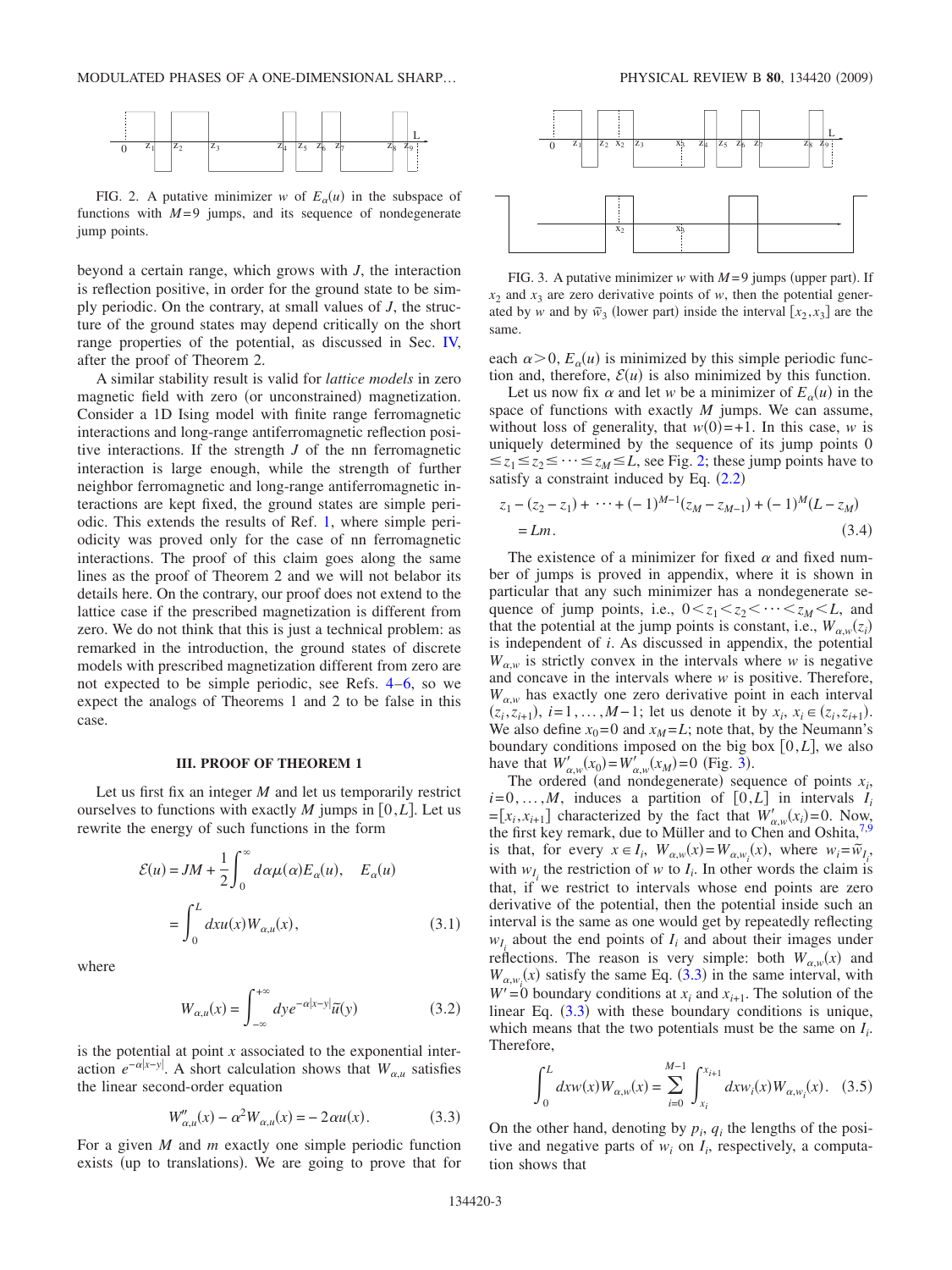FIG. 2. A putative minimizer $w$ of $E_\alpha(u)$ in the subspace of functions with $M=9$ jumps, and its sequence of nondegenerate jump points.

beyond a certain range, which grows with $J$, the interaction is reflection positive, in order for the ground state to be simply periodic. On the contrary, at small values of $J$, the structure of the ground states may depend critically on the short range properties of the potential, as discussed in Sec. IV, after the proof of Theorem 2.

A similar stability result is valid for *lattice models* in zero magnetic field with zero (or unconstrained) magnetization. Consider a 1D Ising model with finite range ferromagnetic interactions and long-range antiferromagnetic reflection positive interactions. If the strength $J$ of the nn ferromagnetic interaction is large enough, while the strength of further neighbor ferromagnetic and long-range antiferromagnetic interactions are kept fixed, the ground states are simple periodic. This extends the results of Ref. 1, where simple periodicity was proved only for the case of nn ferromagnetic interactions. The proof of this claim goes along the same lines as the proof of Theorem 2 and we will not belabor its details here. On the contrary, our proof does not extend to the lattice case if the prescribed magnetization is different from zero. We do not think that this is just a technical problem: as remarked in the introduction, the ground states of discrete models with prescribed magnetization different from zero are not expected to be simple periodic, see Refs. 4–6, so we expect the analogs of Theorems 1 and 2 to be false in this case.

### III. PROOF OF THEOREM 1

Let us first fix an integer $M$ and let us temporarily restrict ourselves to functions with exactly $M$ jumps in $[0,L]$. Let us rewrite the energy of such functions in the form

$$\mathcal{E}(u) = JM + \frac{1}{2}\int_0^\infty d\alpha\mu(\alpha)E_\alpha(u), \quad E_\alpha(u) = \int_0^L dxu(x)W_{\alpha,u}(x), \tag{3.1}$$

where

$$W_{\alpha,u}(x) = \int_{-\infty}^{+\infty} dy e^{-\alpha|x-y|}\tilde{u}(y) \tag{3.2}$$

is the potential at point $x$ associated to the exponential interaction $e^{-\alpha|x-y|}$. A short calculation shows that $W_{\alpha,u}$ satisfies the linear second-order equation

$$W''_{\alpha,u}(x) - \alpha^2 W_{\alpha,u}(x) = -2\alpha u(x). \tag{3.3}$$

For a given $M$ and $m$ exactly one simple periodic function exists (up to translations). We are going to prove that for each $\alpha>0$, $E_\alpha(u)$ is minimized by this simple periodic function and, therefore, $\mathcal{E}(u)$ is also minimized by this function.

FIG. 3. A putative minimizer $w$ with $M=9$ jumps (upper part). If $x_2$ and $x_3$ are zero derivative points of $w$, then the potential generated by $w$ and by $\tilde{w}_3$ (lower part) inside the interval $[x_2,x_3]$ are the same.

Let us now fix $\alpha$ and let $w$ be a minimizer of $E_\alpha(u)$ in the space of functions with exactly $M$ jumps. We can assume, without loss of generality, that $w(0)=+1$. In this case, $w$ is uniquely determined by the sequence of its jump points $0 \le z_1 \le z_2 \le \cdots \le z_M \le L$, see Fig. 2; these jump points have to satisfy a constraint induced by Eq. (2.2)

$$z_1 - (z_2 - z_1) + \cdots + (-1)^{M-1}(z_M - z_{M-1}) + (-1)^M(L - z_M) = Lm. \tag{3.4}$$

The existence of a minimizer for fixed $\alpha$ and fixed number of jumps is proved in appendix, where it is shown in particular that any such minimizer has a nondegenerate sequence of jump points, i.e., $0<z_1<z_2<\cdots<z_M<L$, and that the potential at the jump points is constant, i.e., $W_{\alpha,w}(z_i)$ is independent of $i$. As discussed in appendix, the potential $W_{\alpha,w}$ is strictly convex in the intervals where $w$ is negative and concave in the intervals where $w$ is positive. Therefore, $W_{\alpha,w}$ has exactly one zero derivative point in each interval $(z_i,z_{i+1})$, $i=1,\ldots,M-1$; let us denote it by $x_i$, $x_i \in (z_i,z_{i+1})$. We also define $x_0=0$ and $x_M=L$; note that, by the Neumann's boundary conditions imposed on the big box $[0,L]$, we also have that $W'_{\alpha,w}(x_0)=W'_{\alpha,w}(x_M)=0$ (Fig. 3).

The ordered (and nondegenerate) sequence of points $x_i$, $i=0,\ldots,M$, induces a partition of $[0,L]$ in intervals $I_i=[x_i,x_{i+1}]$ characterized by the fact that $W'_{\alpha,w}(x_i)=0$. Now, the first key remark, due to Müller and to Chen and Oshita,[7,9] is that, for every $x \in I_i$, $W_{\alpha,w}(x)=W_{\alpha,w_i}(x)$, where $w_i=\tilde{w}_{I_i}$, with $w_{I_i}$ the restriction of $w$ to $I_i$. In other words the claim is that, if we restrict to intervals whose end points are zero derivative of the potential, then the potential inside such an interval is the same as one would get by repeatedly reflecting $w_{I_i}$ about the end points of $I_i$ and about their images under reflections. The reason is very simple: both $W_{\alpha,w}(x)$ and $W_{\alpha,w_i}(x)$ satisfy the same Eq. (3.3) in the same interval, with $W'=0$ boundary conditions at $x_i$ and $x_{i+1}$. The solution of the linear Eq. (3.3) with these boundary conditions is unique, which means that the two potentials must be the same on $I_i$. Therefore,

$$\int_0^L dxw(x)W_{\alpha,w}(x) = \sum_{i=0}^{M-1}\int_{x_i}^{x_{i+1}} dxw_i(x)W_{\alpha,w_i}(x). \tag{3.5}$$

On the other hand, denoting by $p_i$, $q_i$ the lengths of the positive and negative parts of $w_i$ on $I_i$, respectively, a computation shows that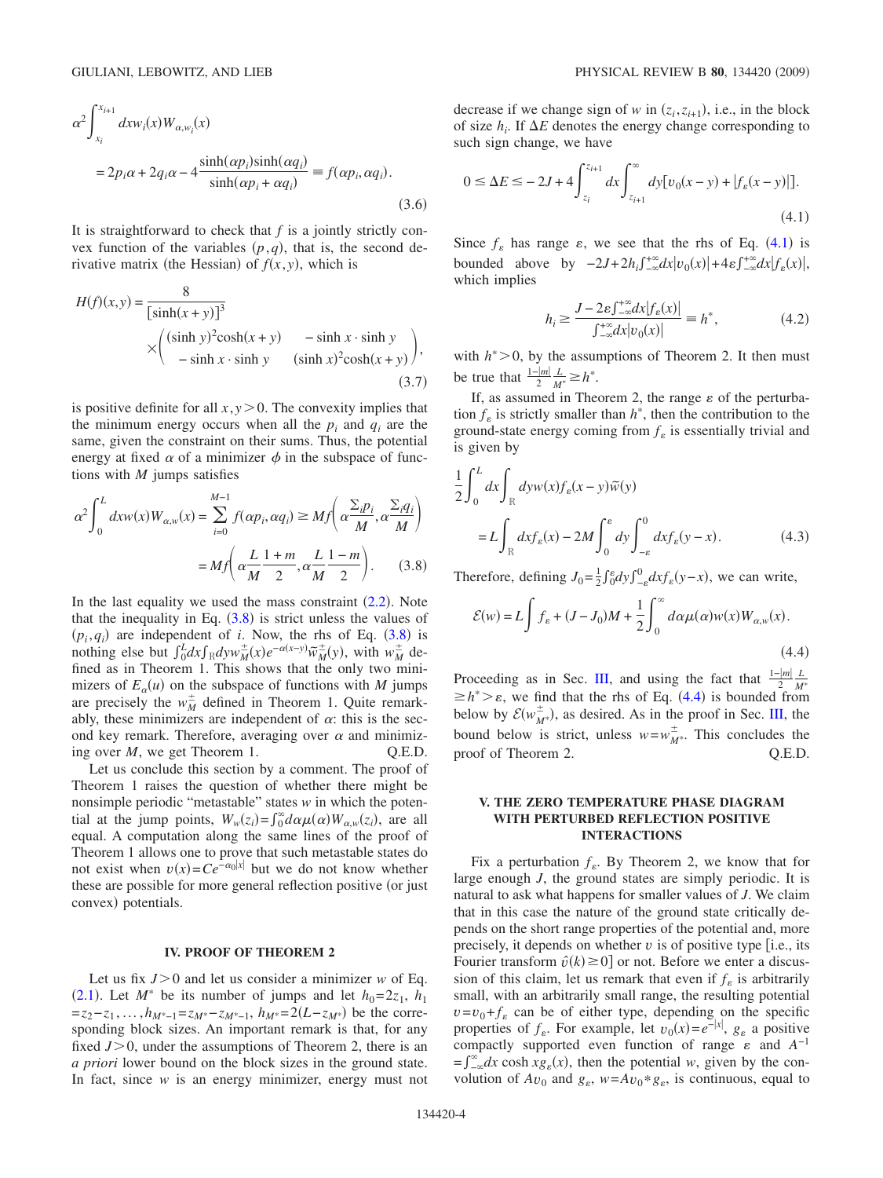$$\alpha^2 \int_{x_i}^{x_{i+1}} dx w_i(x) W_{\alpha,w_i}(x)$$
$$= 2p_i\alpha + 2q_i\alpha - 4\frac{\sinh(\alpha p_i)\sinh(\alpha q_i)}{\sinh(\alpha p_i + \alpha q_i)} \equiv f(\alpha p_i, \alpha q_i). \tag{3.6}$$

It is straightforward to check that $f$ is a jointly strictly convex function of the variables $(p,q)$, that is, the second derivative matrix (the Hessian) of $f(x,y)$, which is

$$H(f)(x,y) = \frac{8}{[\sinh(x+y)]^3} \times \begin{pmatrix} (\sinh y)^2\cosh(x+y) & -\sinh x \cdot \sinh y \\ -\sinh x \cdot \sinh y & (\sinh x)^2 \cosh(x+y) \end{pmatrix}, \tag{3.7}$$

is positive definite for all $x,y>0$. The convexity implies that the minimum energy occurs when all the $p_i$ and $q_i$ are the same, given the constraint on their sums. Thus, the potential energy at fixed $\alpha$ of a minimizer $\phi$ in the subspace of functions with $M$ jumps satisfies

$$\alpha^2 \int_0^L dx w(x) W_{\alpha,w}(x) = \sum_{i=0}^{M-1} f(\alpha p_i, \alpha q_i) \geq M f\left(\alpha \frac{\sum_i p_i}{M}, \alpha \frac{\sum_i q_i}{M}\right)$$
$$= M f\left(\alpha \frac{L}{M}\frac{1+m}{2}, \alpha \frac{L}{M}\frac{1-m}{2}\right). \tag{3.8}$$

In the last equality we used the mass constraint (2.2). Note that the inequality in Eq. (3.8) is strict unless the values of $(p_i, q_i)$ are independent of $i$. Now, the rhs of Eq. (3.8) is nothing else but $\int_0^L dx \int_{\mathbb{R}} dy w_M^{\pm}(x) e^{-\alpha(x-y)} \tilde{w}_M^{\pm}(y)$, with $w_M^{\pm}$ defined as in Theorem 1. This shows that the only two minimizers of $E_\alpha(u)$ on the subspace of functions with $M$ jumps are precisely the $w_M^{\pm}$ defined in Theorem 1. Quite remarkably, these minimizers are independent of $\alpha$: this is the second key remark. Therefore, averaging over $\alpha$ and minimizing over $M$, we get Theorem 1. Q.E.D.

Let us conclude this section by a comment. The proof of Theorem 1 raises the question of whether there might be nonsimple periodic "metastable" states $w$ in which the potential at the jump points, $W_w(z_i) = \int_0^\infty d\alpha \mu(\alpha) W_{\alpha,w}(z_i)$, are all equal. A computation along the same lines of the proof of Theorem 1 allows one to prove that such metastable states do not exist when $v(x) = Ce^{-\alpha_0|x|}$ but we do not know whether these are possible for more general reflection positive (or just convex) potentials.

### IV. PROOF OF THEOREM 2

Let us fix $J>0$ and let us consider a minimizer $w$ of Eq. (2.1). Let $M^*$ be its number of jumps and let $h_0 = 2z_1$, $h_1 = z_2 - z_1, \ldots, h_{M^*-1} = z_{M^*} - z_{M^*-1}$, $h_{M^*} = 2(L - z_{M^*})$ be the corresponding block sizes. An important remark is that, for any fixed $J>0$, under the assumptions of Theorem 2, there is an *a priori* lower bound on the block sizes in the ground state. In fact, since $w$ is an energy minimizer, energy must not decrease if we change sign of $w$ in $(z_i, z_{i+1})$, i.e., in the block of size $h_i$. If $\Delta E$ denotes the energy change corresponding to such sign change, we have

$$0 \leq \Delta E \leq -2J + 4\int_{z_i}^{z_{i+1}} dx \int_{z_{i+1}}^{\infty} dy [v_0(x-y) + |f_\varepsilon(x-y)|]. \tag{4.1}$$

Since $f_\varepsilon$ has range $\varepsilon$, we see that the rhs of Eq. (4.1) is bounded above by $-2J + 2h_i \int_{-\infty}^{+\infty} dx |v_0(x)| + 4\varepsilon \int_{-\infty}^{+\infty} dx |f_\varepsilon(x)|$, which implies

$$h_i \geq \frac{J - 2\varepsilon \int_{-\infty}^{+\infty} dx |f_\varepsilon(x)|}{\int_{-\infty}^{+\infty} dx |v_0(x)|} \equiv h^*, \tag{4.2}$$

with $h^*>0$, by the assumptions of Theorem 2. It then must be true that $\frac{1-|m|}{2}\frac{L}{M^*} \geq h^*$.

If, as assumed in Theorem 2, the range $\varepsilon$ of the perturbation $f_\varepsilon$ is strictly smaller than $h^*$, then the contribution to the ground-state energy coming from $f_\varepsilon$ is essentially trivial and is given by

$$\frac{1}{2}\int_0^L dx \int_{\mathbb{R}} dy w(x) f_\varepsilon(x-y) \tilde{w}(y)$$
$$= L\int_{\mathbb{R}} dx f_\varepsilon(x) - 2M \int_0^\varepsilon dy \int_{-\varepsilon}^0 dx f_\varepsilon(y-x). \tag{4.3}$$

Therefore, defining $J_0 = \frac{1}{2}\int_0^\varepsilon dy \int_{-\varepsilon}^0 dx f_\varepsilon(y-x)$, we can write,

$$\mathcal{E}(w) = L\int f_\varepsilon + (J - J_0)M + \frac{1}{2}\int_0^\infty d\alpha \mu(\alpha) w(x) W_{\alpha,w}(x). \tag{4.4}$$

Proceeding as in Sec. III, and using the fact that $\frac{1-|m|}{2}\frac{L}{M^*} \geq h^* > \varepsilon$, we find that the rhs of Eq. (4.4) is bounded from below by $\mathcal{E}(w_{M^*}^{\pm})$, as desired. As in the proof in Sec. III, the bound below is strict, unless $w = w_{M^*}^{\pm}$. This concludes the proof of Theorem 2. Q.E.D.

### V. THE ZERO TEMPERATURE PHASE DIAGRAM WITH PERTURBED REFLECTION POSITIVE INTERACTIONS

Fix a perturbation $f_\varepsilon$. By Theorem 2, we know that for large enough $J$, the ground states are simply periodic. It is natural to ask what happens for smaller values of $J$. We claim that in this case the nature of the ground state critically depends on the short range properties of the potential and, more precisely, it depends on whether $v$ is of positive type [i.e., its Fourier transform $\hat{v}(k) \geq 0$] or not. Before we enter a discussion of this claim, let us remark that even if $f_\varepsilon$ is arbitrarily small, with an arbitrarily small range, the resulting potential $v = v_0 + f_\varepsilon$ can be of either type, depending on the specific properties of $f_\varepsilon$. For example, let $v_0(x) = e^{-|x|}$, $g_\varepsilon$ a positive compactly supported even function of range $\varepsilon$ and $A^{-1} = \int_{-\infty}^{\infty} dx \cosh x g_\varepsilon(x)$, then the potential $w$, given by the convolution of $Av_0$ and $g_\varepsilon$, $w = Av_0 * g_\varepsilon$, is continuous, equal to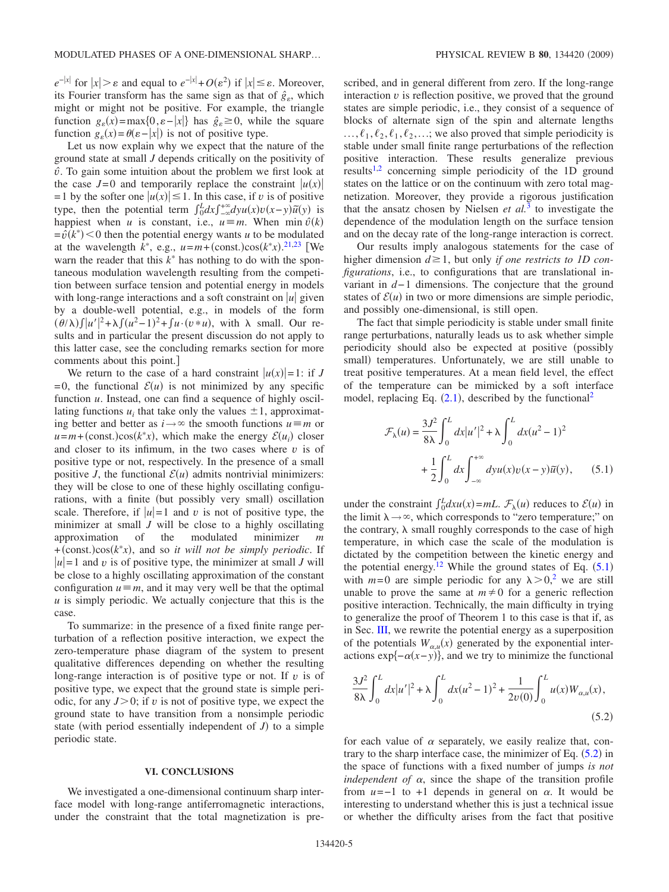$e^{-|x|}$ for $|x|>\varepsilon$ and equal to $e^{-|x|}+O(\varepsilon^2)$ if $|x|\le\varepsilon$. Moreover, its Fourier transform has the same sign as that of $\hat{g}_\varepsilon$, which might or might not be positive. For example, the triangle function $g_\varepsilon(x)=\max\{0,\varepsilon-|x|\}$ has $\hat{g}_\varepsilon\ge 0$, while the square function $g_\varepsilon(x)=\theta(\varepsilon-|x|)$ is not of positive type.

Let us now explain why we expect that the nature of the ground state at small $J$ depends critically on the positivity of $\hat{v}$. To gain some intuition about the problem we first look at the case $J=0$ and temporarily replace the constraint $|u(x)|=1$ by the softer one $|u(x)|\le 1$. In this case, if $v$ is of positive type, then the potential term $\int_0^L dx\int_{-\infty}^{+\infty}dy u(x)v(x-y)\tilde{u}(y)$ is happiest when $u$ is constant, i.e., $u\equiv m$. When $\min\hat{v}(k)=\hat{v}(k^*)<0$ then the potential energy wants $u$ to be modulated at the wavelength $k^*$, e.g., $u=m+(\text{const.})\cos(k^*x)$.[21,23] [We warn the reader that this $k^*$ has nothing to do with the spontaneous modulation wavelength resulting from the competition between surface tension and potential energy in models with long-range interactions and a soft constraint on $|u|$ given by a double-well potential, e.g., in models of the form $(\theta/\lambda)\int|u'|^2+\lambda\int(u^2-1)^2+\int u\cdot(v*u)$, with $\lambda$ small. Our results and in particular the present discussion do not apply to this latter case, see the concluding remarks section for more comments about this point.]

We return to the case of a hard constraint $|u(x)|=1$: if $J=0$, the functional $\mathcal{E}(u)$ is not minimized by any specific function $u$. Instead, one can find a sequence of highly oscillating functions $u_i$ that take only the values $\pm1$, approximating better and better as $i\to\infty$ the smooth functions $u\equiv m$ or $u=m+(\text{const.})\cos(k^*x)$, which make the energy $\mathcal{E}(u_i)$ closer and closer to its infimum, in the two cases where $v$ is of positive type or not, respectively. In the presence of a small positive $J$, the functional $\mathcal{E}(u)$ admits nontrivial minimizers: they will be close to one of these highly oscillating configurations, with a finite (but possibly very small) oscillation scale. Therefore, if $|u|=1$ and $v$ is not of positive type, the minimizer at small $J$ will be close to a highly oscillating approximation of the modulated minimizer $m+(\text{const.})\cos(k^*x)$, and so *it will not be simply periodic*. If $|u|=1$ and $v$ is of positive type, the minimizer at small $J$ will be close to a highly oscillating approximation of the constant configuration $u\equiv m$, and it may very well be that the optimal $u$ is simply periodic. We actually conjecture that this is the case.

To summarize: in the presence of a fixed finite range perturbation of a reflection positive interaction, we expect the zero-temperature phase diagram of the system to present qualitative differences depending on whether the resulting long-range interaction is of positive type or not. If $v$ is of positive type, we expect that the ground state is simple periodic, for any $J>0$; if $v$ is not of positive type, we expect the ground state to have transition from a nonsimple periodic state (with period essentially independent of $J$) to a simple periodic state.

## VI. CONCLUSIONS

We investigated a one-dimensional continuum sharp interface model with long-range antiferromagnetic interactions, under the constraint that the total magnetization is prescribed, and in general different from zero. If the long-range interaction $v$ is reflection positive, we proved that the ground states are simple periodic, i.e., they consist of a sequence of blocks of alternate sign of the spin and alternate lengths $\ldots,\ell_1,\ell_2,\ell_1,\ell_2,\ldots$; we also proved that simple periodicity is stable under small finite range perturbations of the reflection positive interaction. These results generalize previous results[1,2] concerning simple periodicity of the 1D ground states on the lattice or on the continuum with zero total magnetization. Moreover, they provide a rigorous justification that the ansatz chosen by Nielsen *et al.*[3] to investigate the dependence of the modulation length on the surface tension and on the decay rate of the long-range interaction is correct.

Our results imply analogous statements for the case of higher dimension $d\ge1$, but only *if one restricts to 1D configurations*, i.e., to configurations that are translational invariant in $d-1$ dimensions. The conjecture that the ground states of $\mathcal{E}(u)$ in two or more dimensions are simple periodic, and possibly one-dimensional, is still open.

The fact that simple periodicity is stable under small finite range perturbations, naturally leads us to ask whether simple periodicity should also be expected at positive (possibly small) temperatures. Unfortunately, we are still unable to treat positive temperatures. At a mean field level, the effect of the temperature can be mimicked by a soft interface model, replacing Eq. (2.1), described by the functional[2]

$$\mathcal{F}_\lambda(u)=\frac{3J^2}{8\lambda}\int_0^L dx|u'|^2+\lambda\int_0^L dx(u^2-1)^2+\frac{1}{2}\int_0^L dx\int_{-\infty}^{+\infty}dy u(x)v(x-y)\tilde{u}(y), \tag{5.1}$$

under the constraint $\int_0^L dx u(x)=mL$. $\mathcal{F}_\lambda(u)$ reduces to $\mathcal{E}(u)$ in the limit $\lambda\to\infty$, which corresponds to "zero temperature;" on the contrary, $\lambda$ small roughly corresponds to the case of high temperature, in which case the scale of the modulation is dictated by the competition between the kinetic energy and the potential energy.[12] While the ground states of Eq. (5.1) with $m=0$ are simple periodic for any $\lambda>0$,[2] we are still unable to prove the same at $m\neq0$ for a generic reflection positive interaction. Technically, the main difficulty in trying to generalize the proof of Theorem 1 to this case is that if, as in Sec. III, we rewrite the potential energy as a superposition of the potentials $W_{\alpha,u}(x)$ generated by the exponential interactions $\exp\{-\alpha(x-y)\}$, and we try to minimize the functional

$$\frac{3J^2}{8\lambda}\int_0^L dx|u'|^2+\lambda\int_0^L dx(u^2-1)^2+\frac{1}{2v(0)}\int_0^L u(x)W_{\alpha,u}(x), \tag{5.2}$$

for each value of $\alpha$ separately, we easily realize that, contrary to the sharp interface case, the minimizer of Eq. (5.2) in the space of functions with a fixed number of jumps *is not independent of* $\alpha$, since the shape of the transition profile from $u=-1$ to $+1$ depends in general on $\alpha$. It would be interesting to understand whether this is just a technical issue or whether the difficulty arises from the fact that positive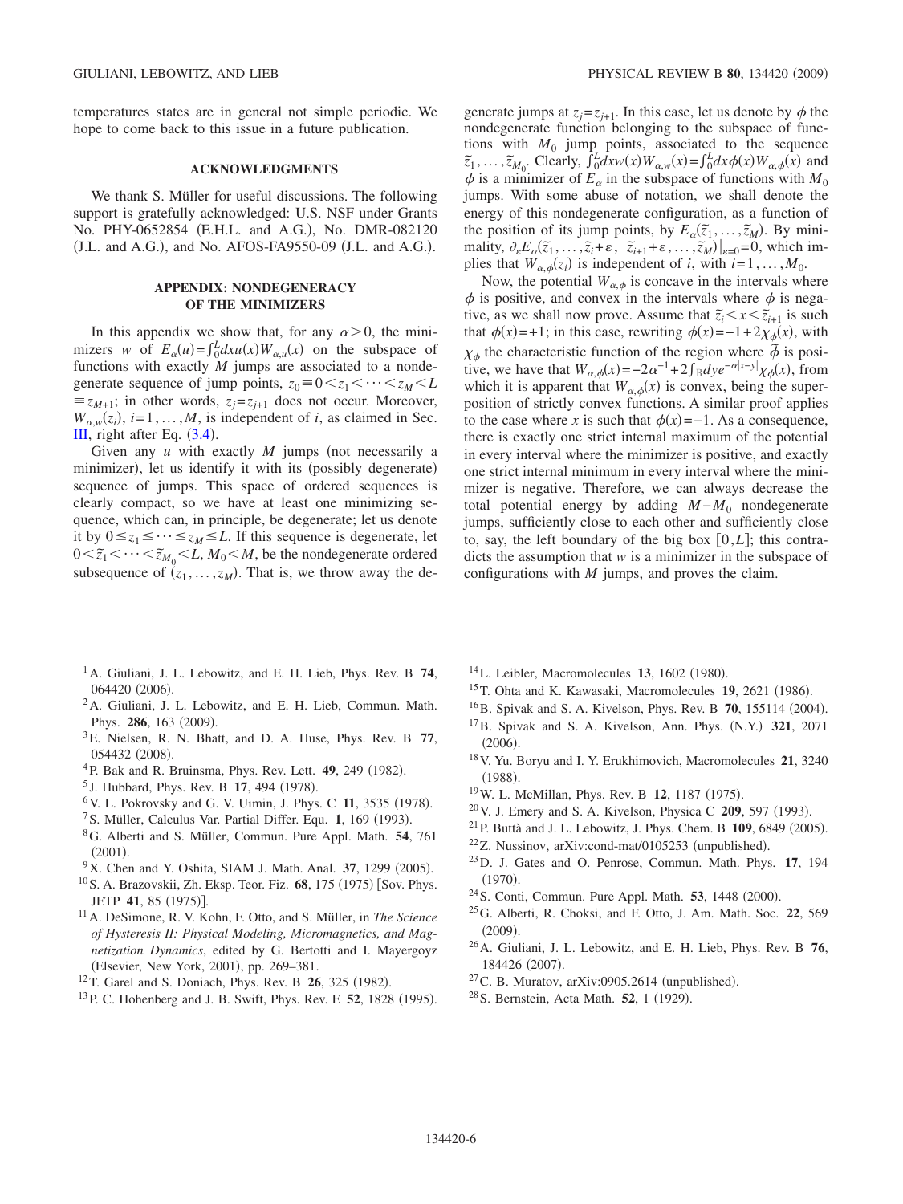temperatures states are in general not simple periodic. We hope to come back to this issue in a future publication.

## ACKNOWLEDGMENTS

We thank S. Müller for useful discussions. The following support is gratefully acknowledged: U.S. NSF under Grants No. PHY-0652854 (E.H.L. and A.G.), No. DMR-082120 (J.L. and A.G.), and No. AFOS-FA9550-09 (J.L. and A.G.).

## APPENDIX: NONDEGENERACY OF THE MINIMIZERS

In this appendix we show that, for any $\alpha>0$, the minimizers $w$ of $E_\alpha(u)=\int_0^L dx u(x) W_{\alpha,u}(x)$ on the subspace of functions with exactly $M$ jumps are associated to a nondegenerate sequence of jump points, $z_0\equiv 0<z_1<\cdots<z_M<L\equiv z_{M+1}$; in other words, $z_j=z_{j+1}$ does not occur. Moreover, $W_{\alpha,w}(z_i)$, $i=1,\ldots,M$, is independent of $i$, as claimed in Sec. III, right after Eq. (3.4).

Given any $u$ with exactly $M$ jumps (not necessarily a minimizer), let us identify it with its (possibly degenerate) sequence of jumps. This space of ordered sequences is clearly compact, so we have at least one minimizing sequence, which can, in principle, be degenerate; let us denote it by $0\leq z_1\leq\cdots\leq z_M\leq L$. If this sequence is degenerate, let $0<\tilde{z}_1<\cdots<\tilde{z}_{M_0}<L$, $M_0<M$, be the nondegenerate ordered subsequence of $(z_1,\ldots,z_M)$. That is, we throw away the degenerate jumps at $z_j=z_{j+1}$. In this case, let us denote by $\phi$ the nondegenerate function belonging to the subspace of functions with $M_0$ jump points, associated to the sequence $\tilde{z}_1,\ldots,\tilde{z}_{M_0}$. Clearly, $\int_0^L dx w(x) W_{\alpha,w}(x)=\int_0^L dx \phi(x) W_{\alpha,\phi}(x)$ and $\phi$ is a minimizer of $E_\alpha$ in the subspace of functions with $M_0$ jumps. With some abuse of notation, we shall denote the energy of this nondegenerate configuration, as a function of the position of its jump points, by $E_\alpha(\tilde{z}_1,\ldots,\tilde{z}_M)$. By minimality, $\partial_\varepsilon E_\alpha(\tilde{z}_1,\ldots,\tilde{z}_i+\varepsilon,\ \tilde{z}_{i+1}+\varepsilon,\ldots,\tilde{z}_M)|_{\varepsilon=0}=0$, which implies that $W_{\alpha,\phi}(z_i)$ is independent of $i$, with $i=1,\ldots,M_0$.

Now, the potential $W_{\alpha,\phi}$ is concave in the intervals where $\phi$ is positive, and convex in the intervals where $\phi$ is negative, as we shall now prove. Assume that $\tilde{z}_i<x<\tilde{z}_{i+1}$ is such that $\phi(x)=+1$; in this case, rewriting $\phi(x)=-1+2\chi_\phi(x)$, with $\chi_\phi$ the characteristic function of the region where $\bar{\phi}$ is positive, we have that $W_{\alpha,\phi}(x)=-2\alpha^{-1}+2\int_{\mathbb{R}}dy e^{-\alpha|x-y|}\chi_\phi(x)$, from which it is apparent that $W_{\alpha,\phi}(x)$ is convex, being the superposition of strictly convex functions. A similar proof applies to the case where $x$ is such that $\phi(x)=-1$. As a consequence, there is exactly one strict internal maximum of the potential in every interval where the minimizer is positive, and exactly one strict internal minimum in every interval where the minimizer is negative. Therefore, we can always decrease the total potential energy by adding $M-M_0$ nondegenerate jumps, sufficiently close to each other and sufficiently close to, say, the left boundary of the big box $[0,L]$; this contradicts the assumption that $w$ is a minimizer in the subspace of configurations with $M$ jumps, and proves the claim.

---

[1] A. Giuliani, J. L. Lebowitz, and E. H. Lieb, Phys. Rev. B **74**, 064420 (2006).

[2] A. Giuliani, J. L. Lebowitz, and E. H. Lieb, Commun. Math. Phys. **286**, 163 (2009).

[3] E. Nielsen, R. N. Bhatt, and D. A. Huse, Phys. Rev. B **77**, 054432 (2008).

[4] P. Bak and R. Bruinsma, Phys. Rev. Lett. **49**, 249 (1982).

[5] J. Hubbard, Phys. Rev. B **17**, 494 (1978).

[6] V. L. Pokrovsky and G. V. Uimin, J. Phys. C **11**, 3535 (1978).

[7] S. Müller, Calculus Var. Partial Differ. Equ. **1**, 169 (1993).

[8] G. Alberti and S. Müller, Commun. Pure Appl. Math. **54**, 761 (2001).

[9] X. Chen and Y. Oshita, SIAM J. Math. Anal. **37**, 1299 (2005).

[10] S. A. Brazovskii, Zh. Eksp. Teor. Fiz. **68**, 175 (1975) [Sov. Phys. JETP **41**, 85 (1975)].

[11] A. DeSimone, R. V. Kohn, F. Otto, and S. Müller, in *The Science of Hysteresis II: Physical Modeling, Micromagnetics, and Magnetization Dynamics*, edited by G. Bertotti and I. Mayergoyz (Elsevier, New York, 2001), pp. 269–381.

[12] T. Garel and S. Doniach, Phys. Rev. B **26**, 325 (1982).

[13] P. C. Hohenberg and J. B. Swift, Phys. Rev. E **52**, 1828 (1995).

[14] L. Leibler, Macromolecules **13**, 1602 (1980).

[15] T. Ohta and K. Kawasaki, Macromolecules **19**, 2621 (1986).

[16] B. Spivak and S. A. Kivelson, Phys. Rev. B **70**, 155114 (2004).

[17] B. Spivak and S. A. Kivelson, Ann. Phys. (N.Y.) **321**, 2071 (2006).

[18] V. Yu. Boryu and I. Y. Erukhimovich, Macromolecules **21**, 3240 (1988).

[19] W. L. McMillan, Phys. Rev. B **12**, 1187 (1975).

[20] V. J. Emery and S. A. Kivelson, Physica C **209**, 597 (1993).

[21] P. Buttà and J. L. Lebowitz, J. Phys. Chem. B **109**, 6849 (2005).

[22] Z. Nussinov, arXiv:cond-mat/0105253 (unpublished).

[23] D. J. Gates and O. Penrose, Commun. Math. Phys. **17**, 194 (1970).

[24] S. Conti, Commun. Pure Appl. Math. **53**, 1448 (2000).

[25] G. Alberti, R. Choksi, and F. Otto, J. Am. Math. Soc. **22**, 569 (2009).

[26] A. Giuliani, J. L. Lebowitz, and E. H. Lieb, Phys. Rev. B **76**, 184426 (2007).

[27] C. B. Muratov, arXiv:0905.2614 (unpublished).

[28] S. Bernstein, Acta Math. **52**, 1 (1929).